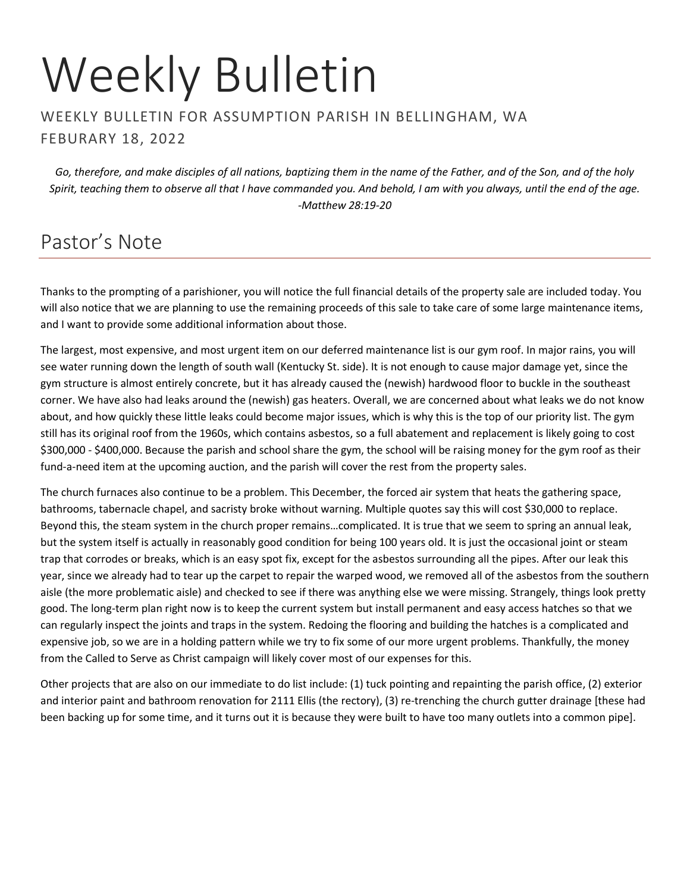# Weekly Bulletin

WEEKLY BULLETIN FOR ASSUMPTION PARISH IN BELLINGHAM, WA

FEBURARY 18, 2022

*Go, therefore, and make disciples of all nations, baptizing them in the name of the Father, and of the Son, and of the holy Spirit, teaching them to observe all that I have commanded you. And behold, I am with you always, until the end of the age. -Matthew 28:19-20*

## Pastor's Note

Thanks to the prompting of a parishioner, you will notice the full financial details of the property sale are included today. You will also notice that we are planning to use the remaining proceeds of this sale to take care of some large maintenance items, and I want to provide some additional information about those.

The largest, most expensive, and most urgent item on our deferred maintenance list is our gym roof. In major rains, you will see water running down the length of south wall (Kentucky St. side). It is not enough to cause major damage yet, since the gym structure is almost entirely concrete, but it has already caused the (newish) hardwood floor to buckle in the southeast corner. We have also had leaks around the (newish) gas heaters. Overall, we are concerned about what leaks we do not know about, and how quickly these little leaks could become major issues, which is why this is the top of our priority list. The gym still has its original roof from the 1960s, which contains asbestos, so a full abatement and replacement is likely going to cost $300,000 - $400,000. Because the parish and school share the gym, the school will be raising money for the gym roof as their fund-a-need item at the upcoming auction, and the parish will cover the rest from the property sales.

The church furnaces also continue to be a problem. This December, the forced air system that heats the gathering space, bathrooms, tabernacle chapel, and sacristy broke without warning. Multiple quotes say this will cost $30,000 to replace. Beyond this, the steam system in the church proper remains…complicated. It is true that we seem to spring an annual leak, but the system itself is actually in reasonably good condition for being 100 years old. It is just the occasional joint or steam trap that corrodes or breaks, which is an easy spot fix, except for the asbestos surrounding all the pipes. After our leak this year, since we already had to tear up the carpet to repair the warped wood, we removed all of the asbestos from the southern aisle (the more problematic aisle) and checked to see if there was anything else we were missing. Strangely, things look pretty good. The long-term plan right now is to keep the current system but install permanent and easy access hatches so that we can regularly inspect the joints and traps in the system. Redoing the flooring and building the hatches is a complicated and expensive job, so we are in a holding pattern while we try to fix some of our more urgent problems. Thankfully, the money from the Called to Serve as Christ campaign will likely cover most of our expenses for this.

Other projects that are also on our immediate to do list include: (1) tuck pointing and repainting the parish office, (2) exterior and interior paint and bathroom renovation for 2111 Ellis (the rectory), (3) re-trenching the church gutter drainage [these had been backing up for some time, and it turns out it is because they were built to have too many outlets into a common pipe].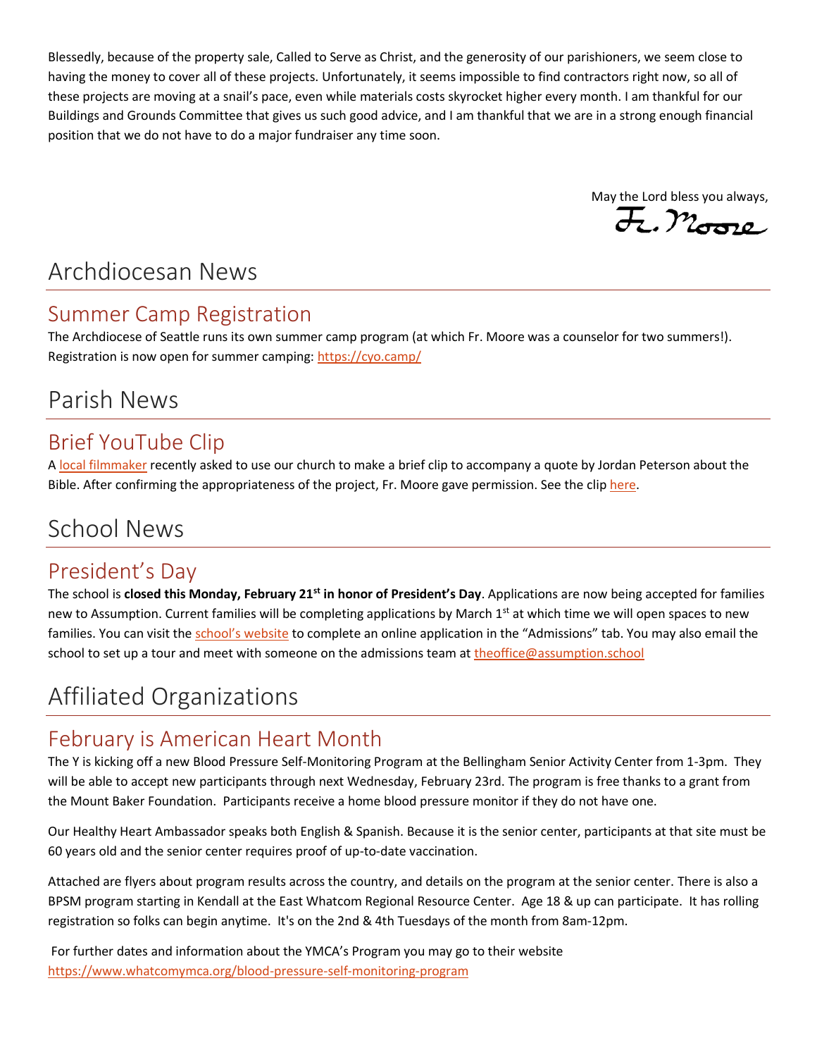Blessedly, because of the property sale, Called to Serve as Christ, and the generosity of our parishioners, we seem close to having the money to cover all of these projects. Unfortunately, it seems impossible to find contractors right now, so all of these projects are moving at a snail's pace, even while materials costs skyrocket higher every month. I am thankful for our Buildings and Grounds Committee that gives us such good advice, and I am thankful that we are in a strong enough financial position that we do not have to do a major fundraiser any time soon.

May the Lord bless you always,
Fr. Moore

# Archdiocesan News

## Summer Camp Registration

The Archdiocese of Seattle runs its own summer camp program (at which Fr. Moore was a counselor for two summers!). Registration is now open for summer camping: https://cyo.camp/

# Parish News

## Brief YouTube Clip

A local filmmaker recently asked to use our church to make a brief clip to accompany a quote by Jordan Peterson about the Bible. After confirming the appropriateness of the project, Fr. Moore gave permission. See the clip here.

# School News

## President's Day

The school is **closed this Monday, February 21st in honor of President's Day**. Applications are now being accepted for families new to Assumption. Current families will be completing applications by March 1st at which time we will open spaces to new families. You can visit the school's website to complete an online application in the "Admissions" tab. You may also email the school to set up a tour and meet with someone on the admissions team at theoffice@assumption.school

# Affiliated Organizations

## February is American Heart Month

The Y is kicking off a new Blood Pressure Self-Monitoring Program at the Bellingham Senior Activity Center from 1-3pm. They will be able to accept new participants through next Wednesday, February 23rd. The program is free thanks to a grant from the Mount Baker Foundation. Participants receive a home blood pressure monitor if they do not have one.

Our Healthy Heart Ambassador speaks both English & Spanish. Because it is the senior center, participants at that site must be 60 years old and the senior center requires proof of up-to-date vaccination.

Attached are flyers about program results across the country, and details on the program at the senior center. There is also a BPSM program starting in Kendall at the East Whatcom Regional Resource Center. Age 18 & up can participate. It has rolling registration so folks can begin anytime. It's on the 2nd & 4th Tuesdays of the month from 8am-12pm.

For further dates and information about the YMCA's Program you may go to their website https://www.whatcomymca.org/blood-pressure-self-monitoring-program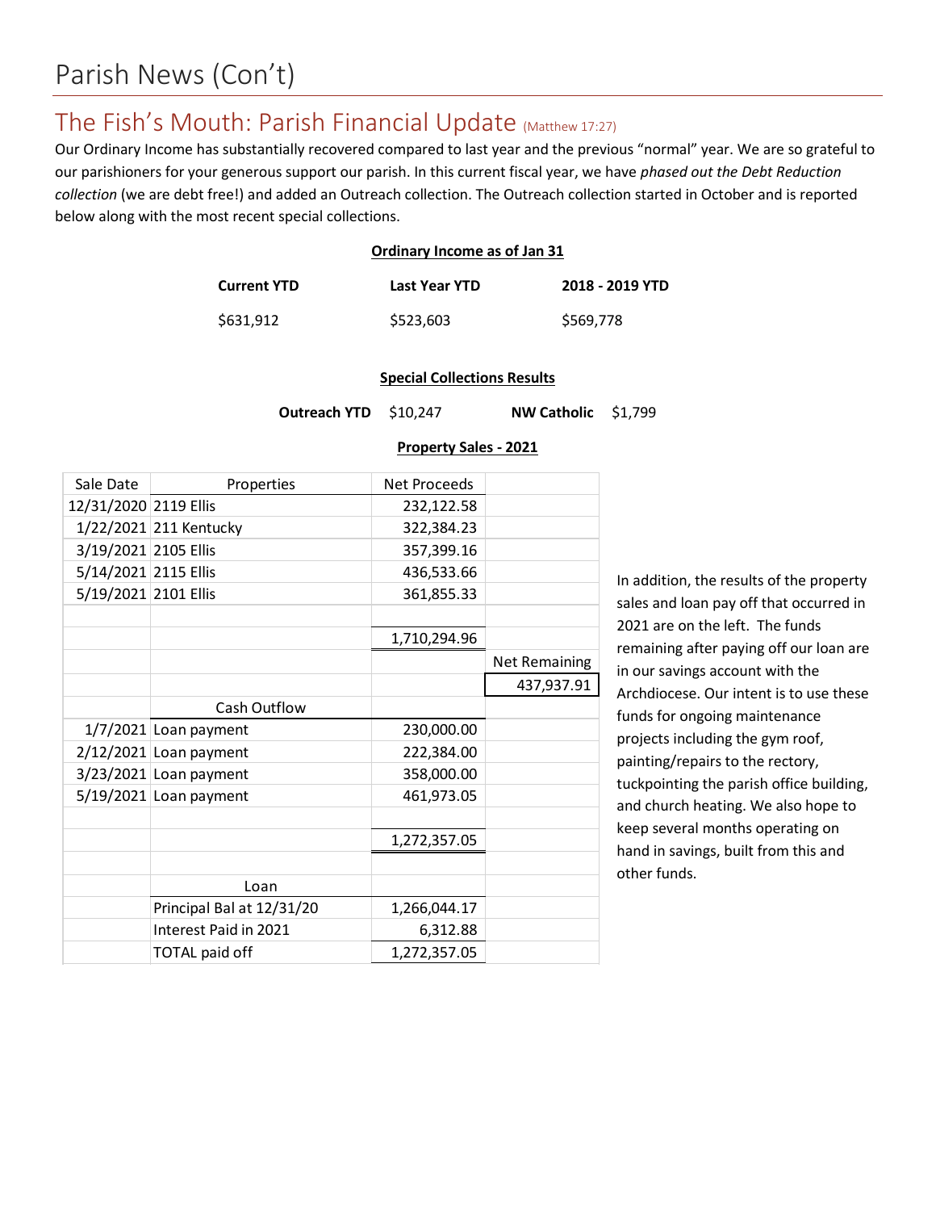# Parish News (Con't)

## The Fish's Mouth: Parish Financial Update (Matthew 17:27)

Our Ordinary Income has substantially recovered compared to last year and the previous "normal" year. We are so grateful to our parishioners for your generous support our parish. In this current fiscal year, we have *phased out the Debt Reduction collection* (we are debt free!) and added an Outreach collection. The Outreach collection started in October and is reported below along with the most recent special collections.

**Ordinary Income as of Jan 31**

| Current YTD | Last Year YTD | 2018 - 2019 YTD |
|---|---|---|
| $631,912 | $523,603 | $569,778 |

**Special Collections Results**

**Outreach YTD** $10,247 **NW Catholic** $1,799

**Property Sales - 2021**

| Sale Date | Properties | Net Proceeds | |
|---|---|---|---|
| 12/31/2020 | 2119 Ellis | 232,122.58 | |
| 1/22/2021 | 211 Kentucky | 322,384.23 | |
| 3/19/2021 | 2105 Ellis | 357,399.16 | |
| 5/14/2021 | 2115 Ellis | 436,533.66 | |
| 5/19/2021 | 2101 Ellis | 361,855.33 | |
| | | | |
| | | 1,710,294.96 | |
| | | | Net Remaining |
| | | | 437,937.91 |
| | Cash Outflow | | |
| 1/7/2021 | Loan payment | 230,000.00 | |
| 2/12/2021 | Loan payment | 222,384.00 | |
| 3/23/2021 | Loan payment | 358,000.00 | |
| 5/19/2021 | Loan payment | 461,973.05 | |
| | | | |
| | | 1,272,357.05 | |
| | | | |
| | Loan | | |
| | Principal Bal at 12/31/20 | 1,266,044.17 | |
| | Interest Paid in 2021 | 6,312.88 | |
| | TOTAL paid off | 1,272,357.05 | |

In addition, the results of the property sales and loan pay off that occurred in 2021 are on the left. The funds remaining after paying off our loan are in our savings account with the Archdiocese. Our intent is to use these funds for ongoing maintenance projects including the gym roof, painting/repairs to the rectory, tuckpointing the parish office building, and church heating. We also hope to keep several months operating on hand in savings, built from this and other funds.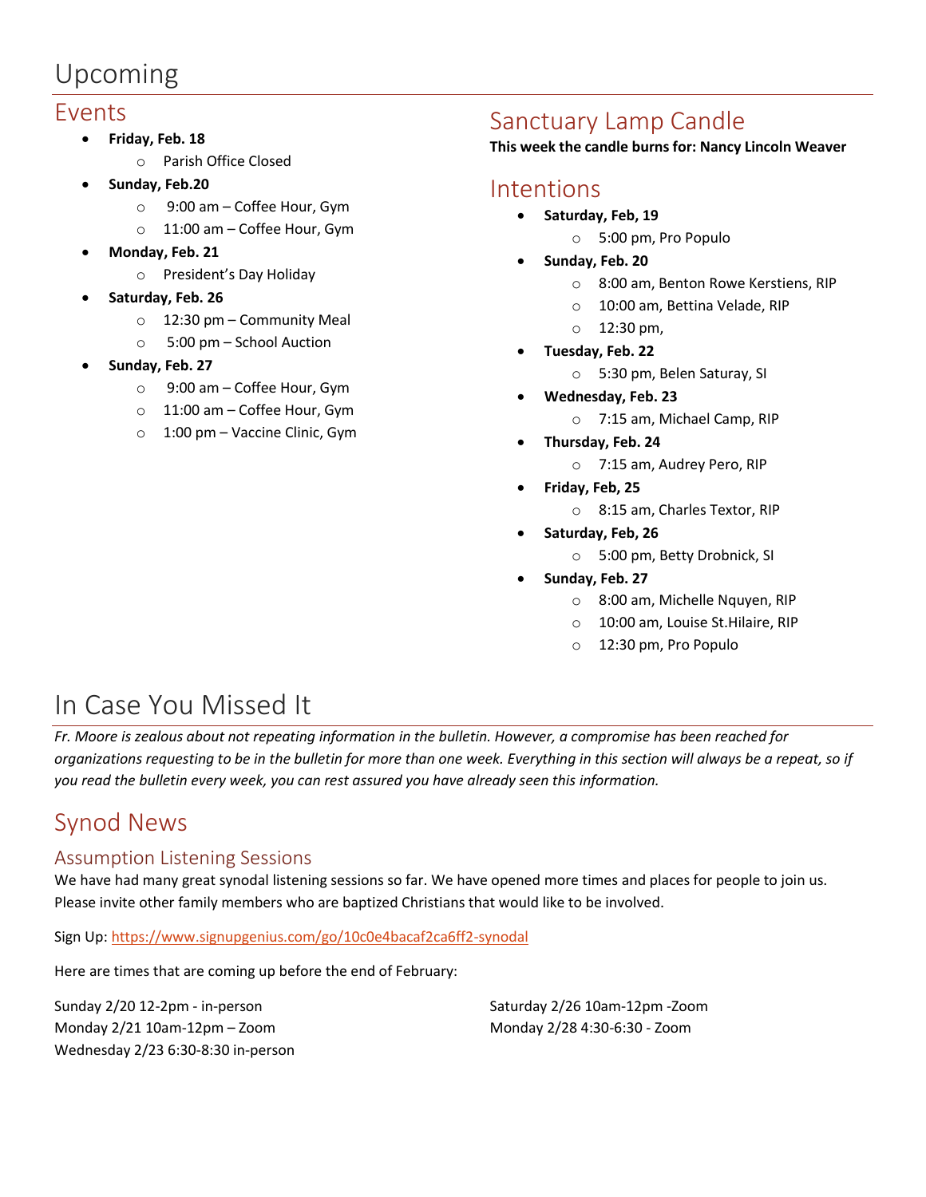# Upcoming

## Events

- **Friday, Feb. 18**
  - Parish Office Closed
- **Sunday, Feb.20**
  - 9:00 am – Coffee Hour, Gym
  - 11:00 am – Coffee Hour, Gym
- **Monday, Feb. 21**
  - President's Day Holiday
- **Saturday, Feb. 26**
  - 12:30 pm – Community Meal
  - 5:00 pm – School Auction
- **Sunday, Feb. 27**
  - 9:00 am – Coffee Hour, Gym
  - 11:00 am – Coffee Hour, Gym
  - 1:00 pm – Vaccine Clinic, Gym

## Sanctuary Lamp Candle

**This week the candle burns for: Nancy Lincoln Weaver**

## Intentions

- **Saturday, Feb, 19**
  - 5:00 pm, Pro Populo
- **Sunday, Feb. 20**
  - 8:00 am, Benton Rowe Kerstiens, RIP
  - 10:00 am, Bettina Velade, RIP
  - 12:30 pm,
- **Tuesday, Feb. 22**
  - 5:30 pm, Belen Saturay, SI
- **Wednesday, Feb. 23**
  - 7:15 am, Michael Camp, RIP
- **Thursday, Feb. 24**
  - 7:15 am, Audrey Pero, RIP
- **Friday, Feb, 25**
  - 8:15 am, Charles Textor, RIP
- **Saturday, Feb, 26**
  - 5:00 pm, Betty Drobnick, SI
- **Sunday, Feb. 27**
  - 8:00 am, Michelle Nquyen, RIP
  - 10:00 am, Louise St.Hilaire, RIP
  - 12:30 pm, Pro Populo

# In Case You Missed It

*Fr. Moore is zealous about not repeating information in the bulletin. However, a compromise has been reached for organizations requesting to be in the bulletin for more than one week. Everything in this section will always be a repeat, so if you read the bulletin every week, you can rest assured you have already seen this information.*

## Synod News

### Assumption Listening Sessions

We have had many great synodal listening sessions so far. We have opened more times and places for people to join us. Please invite other family members who are baptized Christians that would like to be involved.

Sign Up: https://www.signupgenius.com/go/10c0e4bacaf2ca6ff2-synodal

Here are times that are coming up before the end of February:

Sunday 2/20 12-2pm - in-person
Monday 2/21 10am-12pm – Zoom
Wednesday 2/23 6:30-8:30 in-person
Saturday 2/26 10am-12pm -Zoom
Monday 2/28 4:30-6:30 - Zoom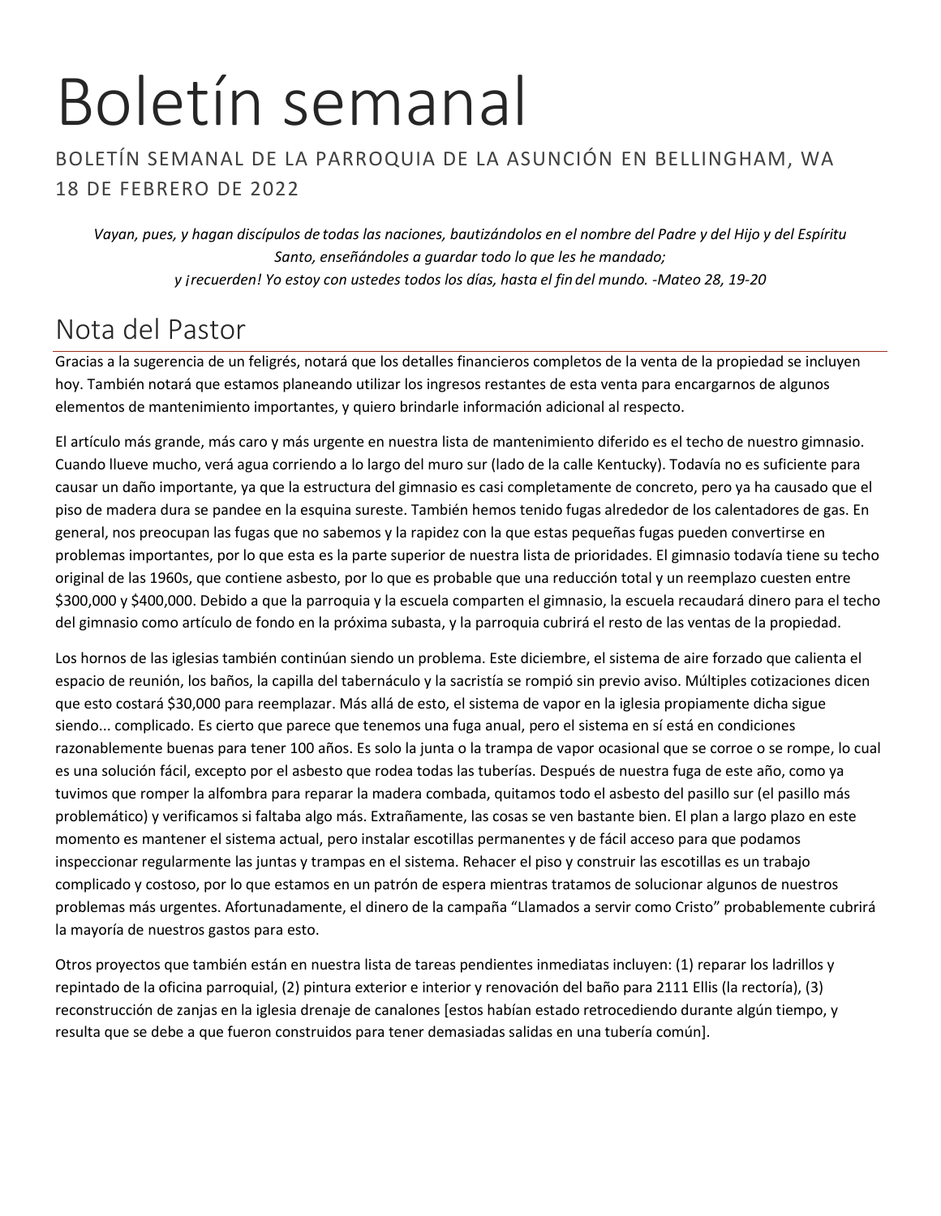# Boletín semanal

BOLETÍN SEMANAL DE LA PARROQUIA DE LA ASUNCIÓN EN BELLINGHAM, WA
18 DE FEBRERO DE 2022

*Vayan, pues, y hagan discípulos de todas las naciones, bautizándolos en el nombre del Padre y del Hijo y del Espíritu Santo, enseñándoles a guardar todo lo que les he mandado;*
*y ¡recuerden! Yo estoy con ustedes todos los días, hasta el fin del mundo. -Mateo 28, 19-20*

## Nota del Pastor

Gracias a la sugerencia de un feligrés, notará que los detalles financieros completos de la venta de la propiedad se incluyen hoy. También notará que estamos planeando utilizar los ingresos restantes de esta venta para encargarnos de algunos elementos de mantenimiento importantes, y quiero brindarle información adicional al respecto.

El artículo más grande, más caro y más urgente en nuestra lista de mantenimiento diferido es el techo de nuestro gimnasio. Cuando llueve mucho, verá agua corriendo a lo largo del muro sur (lado de la calle Kentucky). Todavía no es suficiente para causar un daño importante, ya que la estructura del gimnasio es casi completamente de concreto, pero ya ha causado que el piso de madera dura se pandee en la esquina sureste. También hemos tenido fugas alrededor de los calentadores de gas. En general, nos preocupan las fugas que no sabemos y la rapidez con la que estas pequeñas fugas pueden convertirse en problemas importantes, por lo que esta es la parte superior de nuestra lista de prioridades. El gimnasio todavía tiene su techo original de las 1960s, que contiene asbesto, por lo que es probable que una reducción total y un reemplazo cuesten entre $300,000 y $400,000. Debido a que la parroquia y la escuela comparten el gimnasio, la escuela recaudará dinero para el techo del gimnasio como artículo de fondo en la próxima subasta, y la parroquia cubrirá el resto de las ventas de la propiedad.

Los hornos de las iglesias también continúan siendo un problema. Este diciembre, el sistema de aire forzado que calienta el espacio de reunión, los baños, la capilla del tabernáculo y la sacristía se rompió sin previo aviso. Múltiples cotizaciones dicen que esto costará $30,000 para reemplazar. Más allá de esto, el sistema de vapor en la iglesia propiamente dicha sigue siendo... complicado. Es cierto que parece que tenemos una fuga anual, pero el sistema en sí está en condiciones razonablemente buenas para tener 100 años. Es solo la junta o la trampa de vapor ocasional que se corroe o se rompe, lo cual es una solución fácil, excepto por el asbesto que rodea todas las tuberías. Después de nuestra fuga de este año, como ya tuvimos que romper la alfombra para reparar la madera combada, quitamos todo el asbesto del pasillo sur (el pasillo más problemático) y verificamos si faltaba algo más. Extrañamente, las cosas se ven bastante bien. El plan a largo plazo en este momento es mantener el sistema actual, pero instalar escotillas permanentes y de fácil acceso para que podamos inspeccionar regularmente las juntas y trampas en el sistema. Rehacer el piso y construir las escotillas es un trabajo complicado y costoso, por lo que estamos en un patrón de espera mientras tratamos de solucionar algunos de nuestros problemas más urgentes. Afortunadamente, el dinero de la campaña "Llamados a servir como Cristo" probablemente cubrirá la mayoría de nuestros gastos para esto.

Otros proyectos que también están en nuestra lista de tareas pendientes inmediatas incluyen: (1) reparar los ladrillos y repintado de la oficina parroquial, (2) pintura exterior e interior y renovación del baño para 2111 Ellis (la rectoría), (3) reconstrucción de zanjas en la iglesia drenaje de canalones [estos habían estado retrocediendo durante algún tiempo, y resulta que se debe a que fueron construidos para tener demasiadas salidas en una tubería común].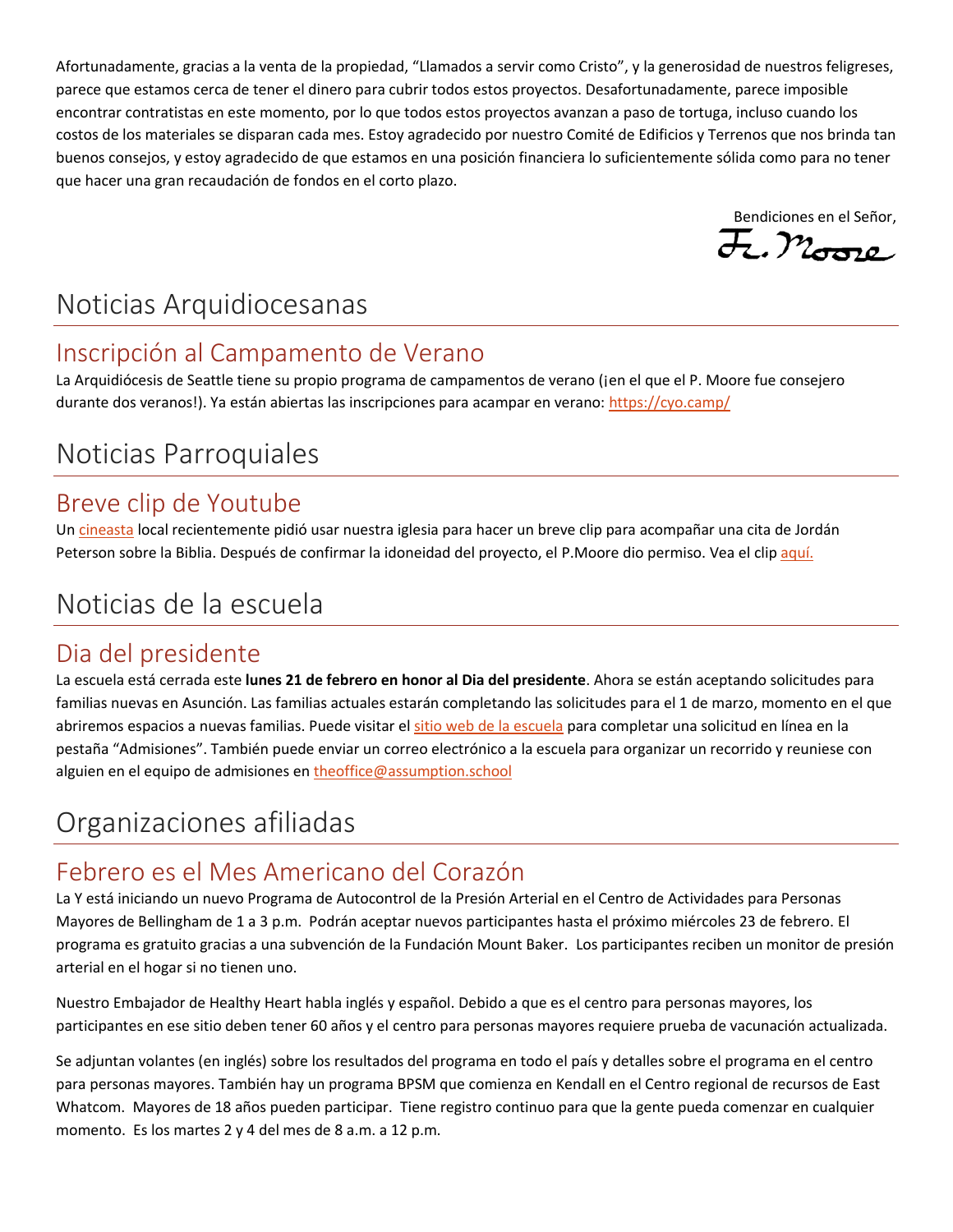Afortunadamente, gracias a la venta de la propiedad, "Llamados a servir como Cristo", y la generosidad de nuestros feligreses, parece que estamos cerca de tener el dinero para cubrir todos estos proyectos. Desafortunadamente, parece imposible encontrar contratistas en este momento, por lo que todos estos proyectos avanzan a paso de tortuga, incluso cuando los costos de los materiales se disparan cada mes. Estoy agradecido por nuestro Comité de Edificios y Terrenos que nos brinda tan buenos consejos, y estoy agradecido de que estamos en una posición financiera lo suficientemente sólida como para no tener que hacer una gran recaudación de fondos en el corto plazo.

Bendiciones en el Señor,
Fr. Moore

# Noticias Arquidiocesanas

## Inscripción al Campamento de Verano

La Arquidiócesis de Seattle tiene su propio programa de campamentos de verano (¡en el que el P. Moore fue consejero durante dos veranos!). Ya están abiertas las inscripciones para acampar en verano: https://cyo.camp/

# Noticias Parroquiales

## Breve clip de Youtube

Un cineasta local recientemente pidió usar nuestra iglesia para hacer un breve clip para acompañar una cita de Jordán Peterson sobre la Biblia. Después de confirmar la idoneidad del proyecto, el P.Moore dio permiso. Vea el clip aquí.

# Noticias de la escuela

## Dia del presidente

La escuela está cerrada este **lunes 21 de febrero en honor al Dia del presidente**. Ahora se están aceptando solicitudes para familias nuevas en Asunción. Las familias actuales estarán completando las solicitudes para el 1 de marzo, momento en el que abriremos espacios a nuevas familias. Puede visitar el sitio web de la escuela para completar una solicitud en línea en la pestaña "Admisiones". También puede enviar un correo electrónico a la escuela para organizar un recorrido y reuniese con alguien en el equipo de admisiones en theoffice@assumption.school

# Organizaciones afiliadas

## Febrero es el Mes Americano del Corazón

La Y está iniciando un nuevo Programa de Autocontrol de la Presión Arterial en el Centro de Actividades para Personas Mayores de Bellingham de 1 a 3 p.m. Podrán aceptar nuevos participantes hasta el próximo miércoles 23 de febrero. El programa es gratuito gracias a una subvención de la Fundación Mount Baker. Los participantes reciben un monitor de presión arterial en el hogar si no tienen uno.

Nuestro Embajador de Healthy Heart habla inglés y español. Debido a que es el centro para personas mayores, los participantes en ese sitio deben tener 60 años y el centro para personas mayores requiere prueba de vacunación actualizada.

Se adjuntan volantes (en inglés) sobre los resultados del programa en todo el país y detalles sobre el programa en el centro para personas mayores. También hay un programa BPSM que comienza en Kendall en el Centro regional de recursos de East Whatcom. Mayores de 18 años pueden participar. Tiene registro continuo para que la gente pueda comenzar en cualquier momento. Es los martes 2 y 4 del mes de 8 a.m. a 12 p.m.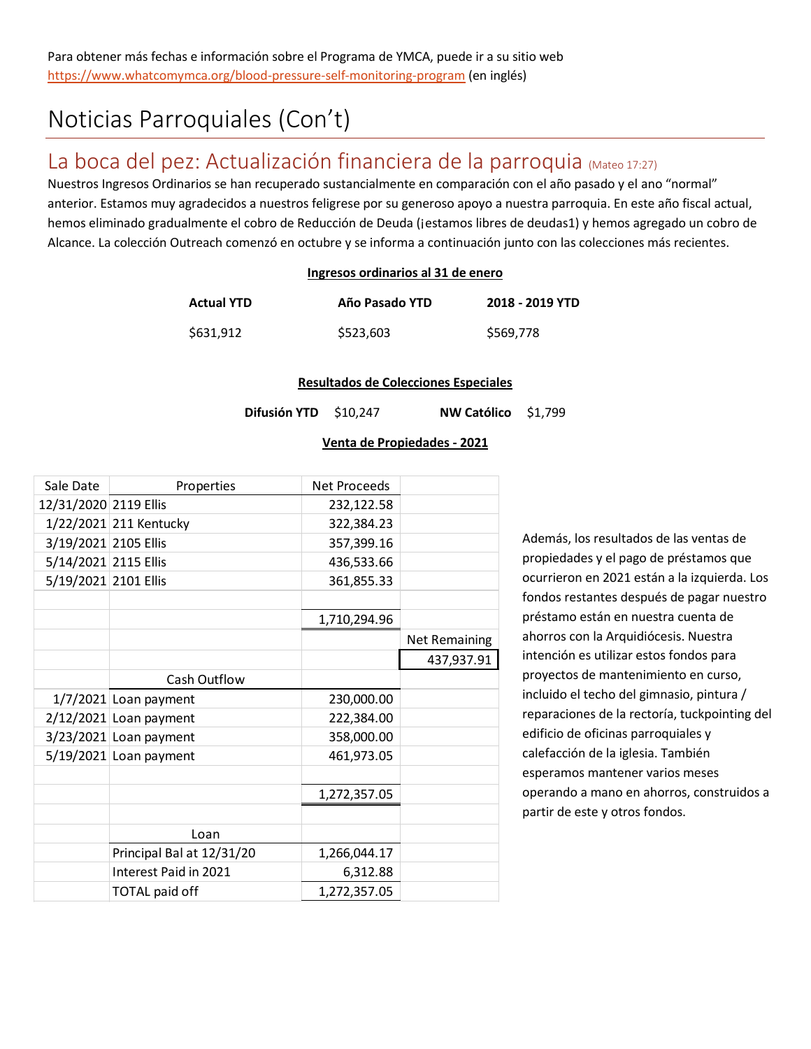Para obtener más fechas e información sobre el Programa de YMCA, puede ir a su sitio web https://www.whatcomymca.org/blood-pressure-self-monitoring-program (en inglés)

# Noticias Parroquiales (Con't)

## La boca del pez: Actualización financiera de la parroquia (Mateo 17:27)

Nuestros Ingresos Ordinarios se han recuperado sustancialmente en comparación con el año pasado y el ano "normal" anterior. Estamos muy agradecidos a nuestros feligrese por su generoso apoyo a nuestra parroquia. En este año fiscal actual, hemos eliminado gradualmente el cobro de Reducción de Deuda (¡estamos libres de deudas1) y hemos agregado un cobro de Alcance. La colección Outreach comenzó en octubre y se informa a continuación junto con las colecciones más recientes.

**Ingresos ordinarios al 31 de enero**

| Actual YTD | Año Pasado YTD | 2018 - 2019 YTD |
|---|---|---|
| $631,912 | $523,603 | $569,778 |

**Resultados de Colecciones Especiales**

**Difusión YTD** $10,247 **NW Católico** $1,799

**Venta de Propiedades - 2021**

| Sale Date | Properties | Net Proceeds | |
|---|---|---|---|
| 12/31/2020 | 2119 Ellis | 232,122.58 | |
| 1/22/2021 | 211 Kentucky | 322,384.23 | |
| 3/19/2021 | 2105 Ellis | 357,399.16 | |
| 5/14/2021 | 2115 Ellis | 436,533.66 | |
| 5/19/2021 | 2101 Ellis | 361,855.33 | |
| | | | |
| | | 1,710,294.96 | |
| | | | Net Remaining |
| | | | 437,937.91 |
| | Cash Outflow | | |
| 1/7/2021 | Loan payment | 230,000.00 | |
| 2/12/2021 | Loan payment | 222,384.00 | |
| 3/23/2021 | Loan payment | 358,000.00 | |
| 5/19/2021 | Loan payment | 461,973.05 | |
| | | | |
| | | 1,272,357.05 | |
| | | | |
| | Loan | | |
| | Principal Bal at 12/31/20 | 1,266,044.17 | |
| | Interest Paid in 2021 | 6,312.88 | |
| | TOTAL paid off | 1,272,357.05 | |

Además, los resultados de las ventas de propiedades y el pago de préstamos que ocurrieron en 2021 están a la izquierda. Los fondos restantes después de pagar nuestro préstamo están en nuestra cuenta de ahorros con la Arquidiócesis. Nuestra intención es utilizar estos fondos para proyectos de mantenimiento en curso, incluido el techo del gimnasio, pintura / reparaciones de la rectoría, tuckpointing del edificio de oficinas parroquiales y calefacción de la iglesia. También esperamos mantener varios meses operando a mano en ahorros, construidos a partir de este y otros fondos.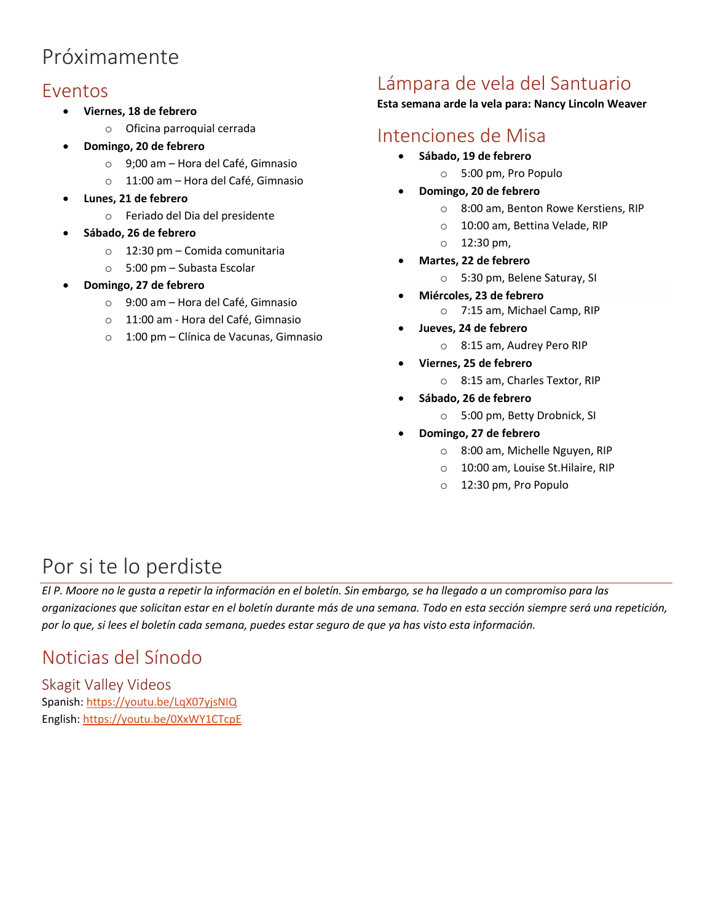# Próximamente

## Eventos

- **Viernes, 18 de febrero**
  - Oficina parroquial cerrada
- **Domingo, 20 de febrero**
  - 9;00 am – Hora del Café, Gimnasio
  - 11:00 am – Hora del Café, Gimnasio
- **Lunes, 21 de febrero**
  - Feriado del Dia del presidente
- **Sábado, 26 de febrero**
  - 12:30 pm – Comida comunitaria
  - 5:00 pm – Subasta Escolar
- **Domingo, 27 de febrero**
  - 9:00 am – Hora del Café, Gimnasio
  - 11:00 am - Hora del Café, Gimnasio
  - 1:00 pm – Clínica de Vacunas, Gimnasio

## Lámpara de vela del Santuario

**Esta semana arde la vela para: Nancy Lincoln Weaver**

## Intenciones de Misa

- **Sábado, 19 de febrero**
  - 5:00 pm, Pro Populo
- **Domingo, 20 de febrero**
  - 8:00 am, Benton Rowe Kerstiens, RIP
  - 10:00 am, Bettina Velade, RIP
  - 12:30 pm,
- **Martes, 22 de febrero**
  - 5:30 pm, Belene Saturay, SI
- **Miércoles, 23 de febrero**
  - 7:15 am, Michael Camp, RIP
- **Jueves, 24 de febrero**
  - 8:15 am, Audrey Pero RIP
- **Viernes, 25 de febrero**
  - 8:15 am, Charles Textor, RIP
- **Sábado, 26 de febrero**
  - 5:00 pm, Betty Drobnick, SI
- **Domingo, 27 de febrero**
  - 8:00 am, Michelle Nguyen, RIP
  - 10:00 am, Louise St.Hilaire, RIP
  - 12:30 pm, Pro Populo

# Por si te lo perdiste

*El P. Moore no le gusta a repetir la información en el boletín. Sin embargo, se ha llegado a un compromiso para las organizaciones que solicitan estar en el boletín durante más de una semana. Todo en esta sección siempre será una repetición, por lo que, si lees el boletín cada semana, puedes estar seguro de que ya has visto esta información.*

## Noticias del Sínodo

### Skagit Valley Videos

Spanish: https://youtu.be/LqX07yjsNIQ
English: https://youtu.be/0XxWY1CTcpE